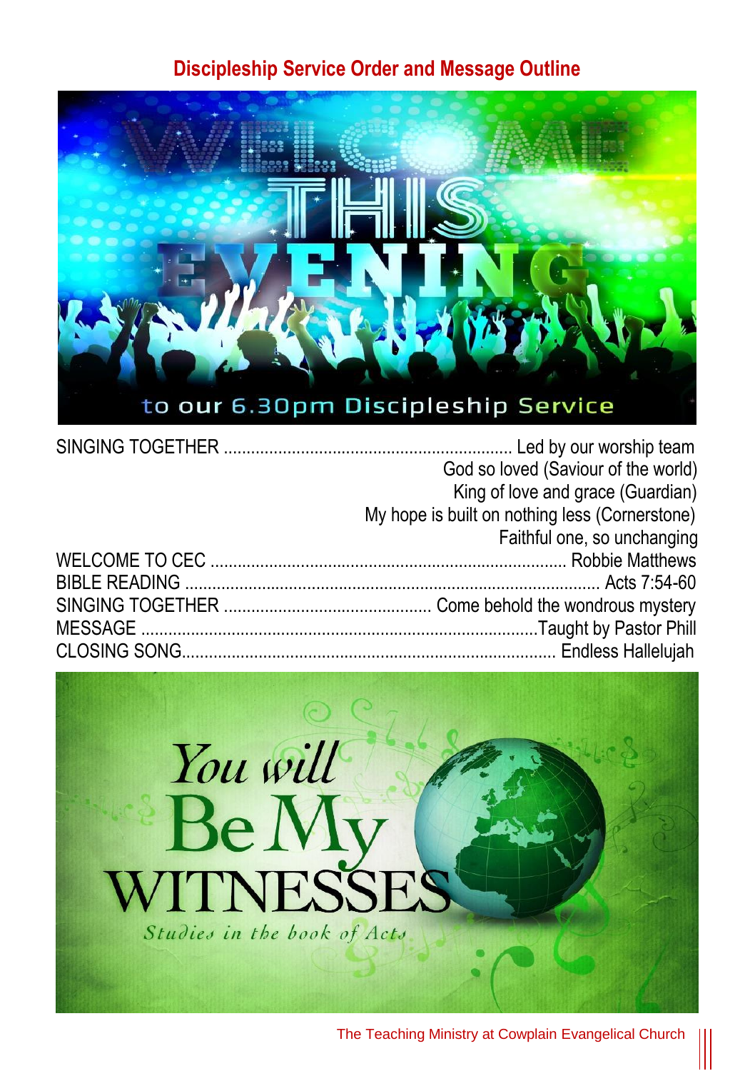## Discipleship Service Order and Message Outline

WELCOME THIS EVENING to our 6.30pm Discipleship Service

SINGING TOGETHER ............ Led by our worship team
God so loved (Saviour of the world)
King of love and grace (Guardian)
My hope is built on nothing less (Cornerstone)
Faithful one, so unchanging

WELCOME TO CEC ............ Robbie Matthews

BIBLE READING ............ Acts 7:54-60

SINGING TOGETHER ............ Come behold the wondrous mystery

MESSAGE ............ Taught by Pastor Phill

CLOSING SONG............ Endless Hallelujah

*You will* Be My WITNESSES

*Studies in the book of Acts*

The Teaching Ministry at Cowplain Evangelical Church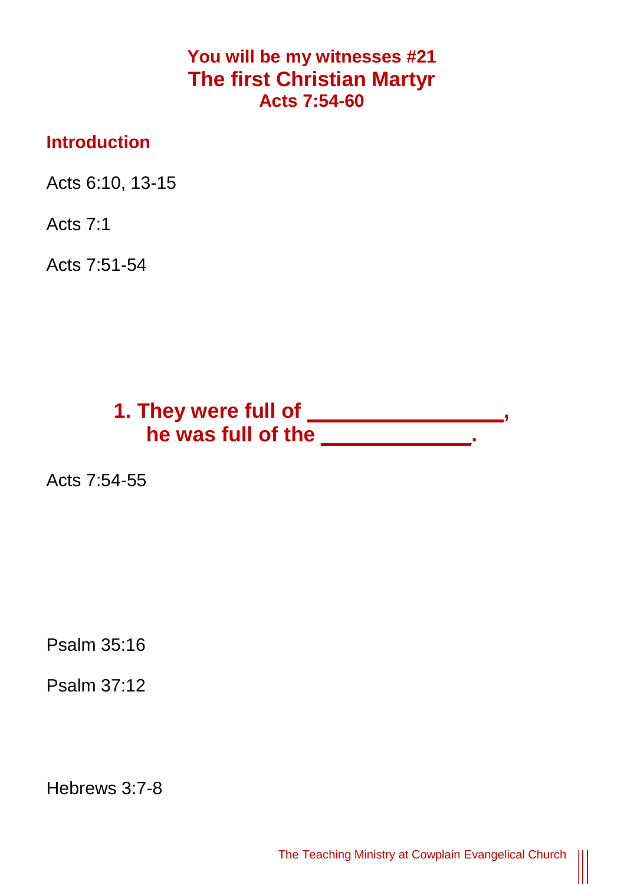**You will be my witnesses #21**

# The first Christian Martyr

**Acts 7:54-60**

## Introduction

Acts 6:10, 13-15

Acts 7:1

Acts 7:51-54

### 1. They were full of ________________, he was full of the ____________.

Acts 7:54-55

Psalm 35:16

Psalm 37:12

Hebrews 3:7-8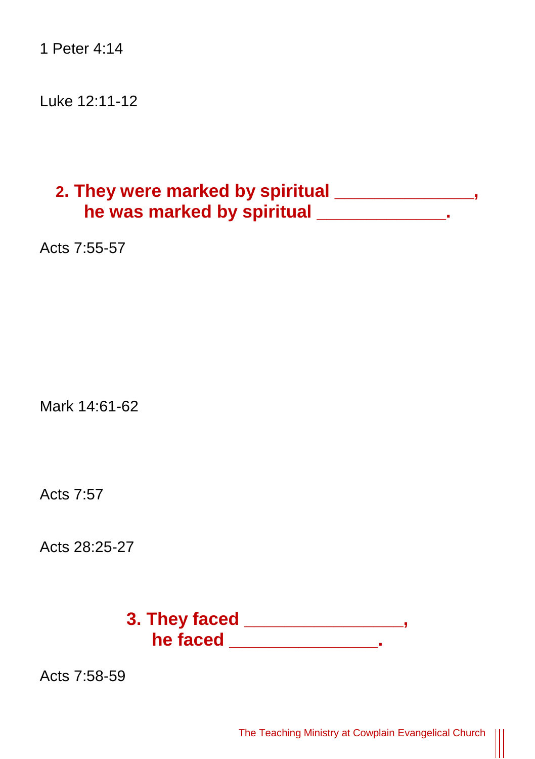1 Peter 4:14

Luke 12:11-12

## 2. They were marked by spiritual ______________, he was marked by spiritual _____________.

Acts 7:55-57

Mark 14:61-62

Acts 7:57

Acts 28:25-27

## 3. They faced ________________, he faced _______________.

Acts 7:58-59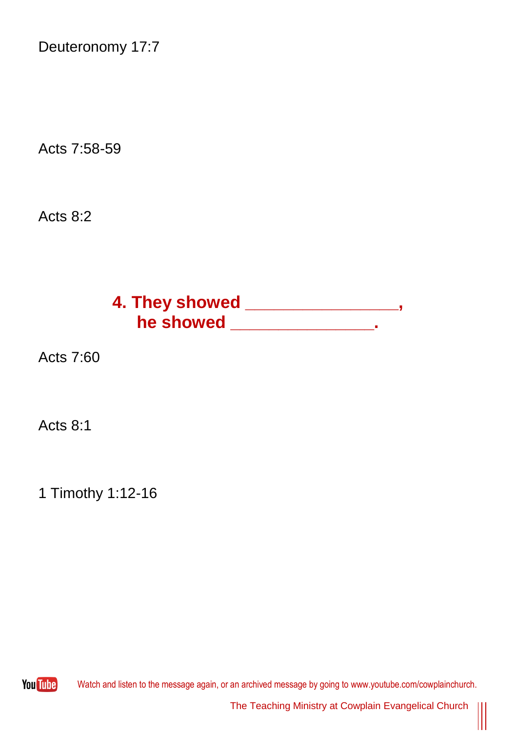Deuteronomy 17:7

Acts 7:58-59

Acts 8:2

## 4. They showed _______________, he showed _______________.

Acts 7:60

Acts 8:1

1 Timothy 1:12-16

Watch and listen to the message again, or an archived message by going to www.youtube.com/cowplainchurch.